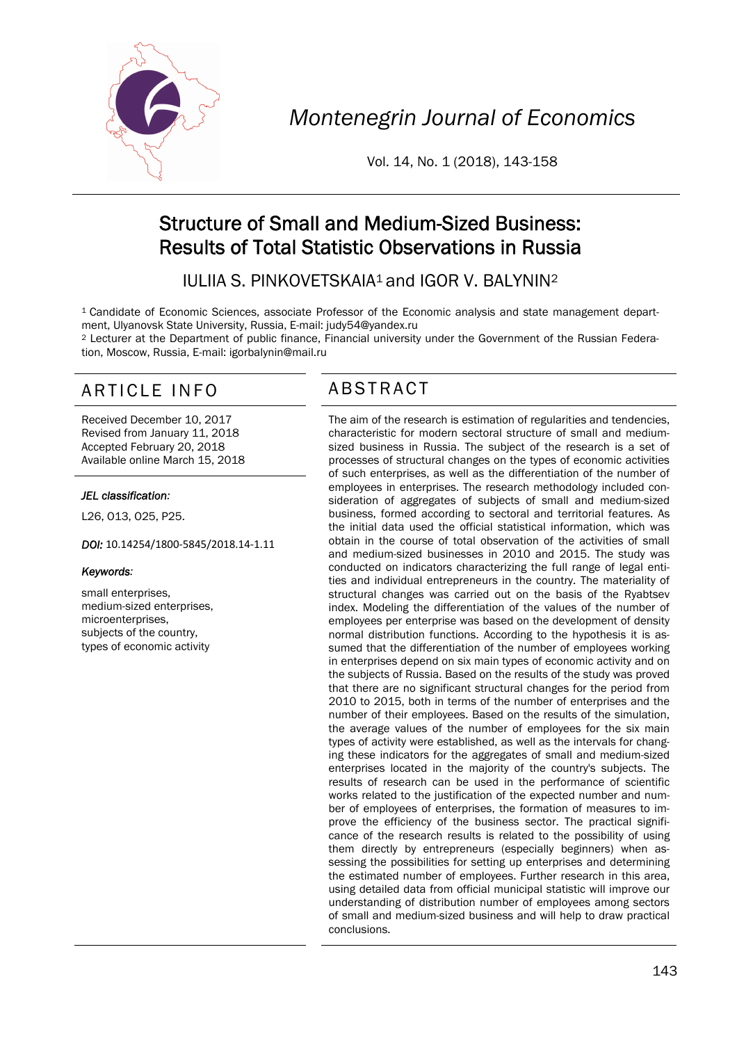# Montenegrin Journal of Economics

## Structure of Small and Medium-Sized Business: Results of Total Statistic Observations in Russia

IULIIA S. PINKOVETSKAIA[1] and IGOR V. BALYNIN[2]

[1] Candidate of Economic Sciences, associate Professor of the Economic analysis and state management department, Ulyanovsk State University, Russia, E-mail: judy54@yandex.ru
[2] Lecturer at the Department of public finance, Financial university under the Government of the Russian Federation, Moscow, Russia, E-mail: igorbalynin@mail.ru

## ARTICLE INFO

Received December 10, 2017
Revised from January 11, 2018
Accepted February 20, 2018
Available online March 15, 2018

*JEL classification:*

L26, O13, O25, P25.

*DOI:* 10.14254/1800-5845/2018.14-1.11

*Keywords:*

small enterprises,
medium-sized enterprises,
microenterprises,
subjects of the country,
types of economic activity

## ABSTRACT

The aim of the research is estimation of regularities and tendencies, characteristic for modern sectoral structure of small and medium-sized business in Russia. The subject of the research is a set of processes of structural changes on the types of economic activities of such enterprises, as well as the differentiation of the number of employees in enterprises. The research methodology included consideration of aggregates of subjects of small and medium-sized business, formed according to sectoral and territorial features. As the initial data used the official statistical information, which was obtain in the course of total observation of the activities of small and medium-sized businesses in 2010 and 2015. The study was conducted on indicators characterizing the full range of legal entities and individual entrepreneurs in the country. The materiality of structural changes was carried out on the basis of the Ryabtsev index. Modeling the differentiation of the values of the number of employees per enterprise was based on the development of density normal distribution functions. According to the hypothesis it is assumed that the differentiation of the number of employees working in enterprises depend on six main types of economic activity and on the subjects of Russia. Based on the results of the study was proved that there are no significant structural changes for the period from 2010 to 2015, both in terms of the number of enterprises and the number of their employees. Based on the results of the simulation, the average values of the number of employees for the six main types of activity were established, as well as the intervals for changing these indicators for the aggregates of small and medium-sized enterprises located in the majority of the country's subjects. The results of research can be used in the performance of scientific works related to the justification of the expected number and number of employees of enterprises, the formation of measures to improve the efficiency of the business sector. The practical significance of the research results is related to the possibility of using them directly by entrepreneurs (especially beginners) when assessing the possibilities for setting up enterprises and determining the estimated number of employees. Further research in this area, using detailed data from official municipal statistic will improve our understanding of distribution number of employees among sectors of small and medium-sized business and will help to draw practical conclusions.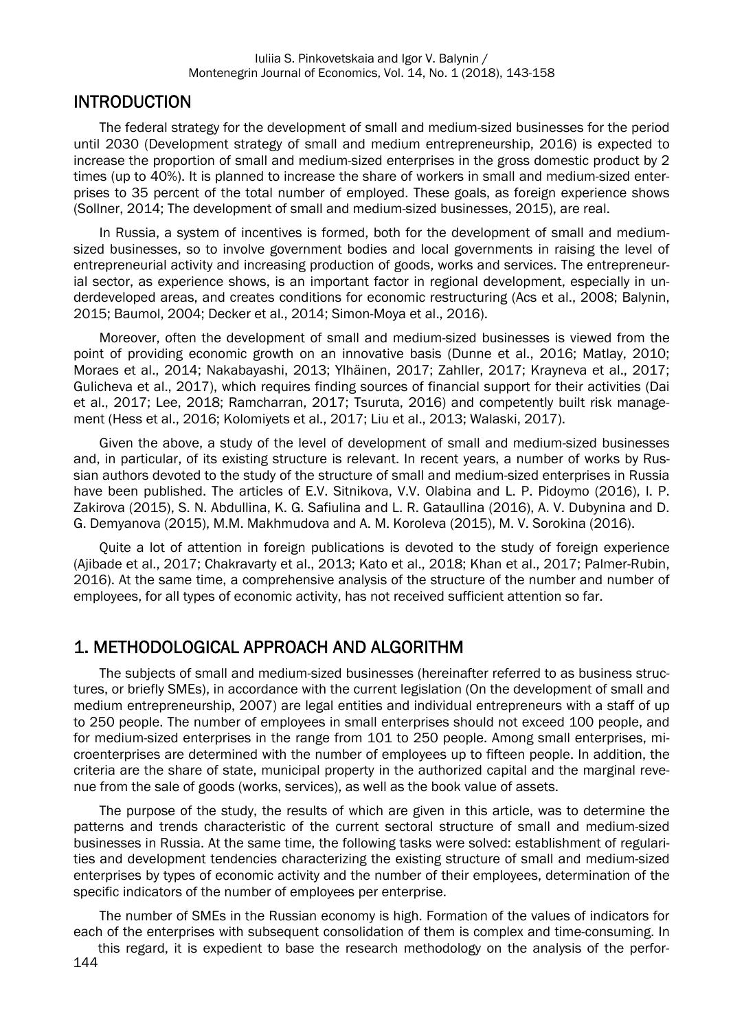## INTRODUCTION

The federal strategy for the development of small and medium-sized businesses for the period until 2030 (Development strategy of small and medium entrepreneurship, 2016) is expected to increase the proportion of small and medium-sized enterprises in the gross domestic product by 2 times (up to 40%). It is planned to increase the share of workers in small and medium-sized enterprises to 35 percent of the total number of employed. These goals, as foreign experience shows (Sollner, 2014; The development of small and medium-sized businesses, 2015), are real.

In Russia, a system of incentives is formed, both for the development of small and medium-sized businesses, so to involve government bodies and local governments in raising the level of entrepreneurial activity and increasing production of goods, works and services. The entrepreneurial sector, as experience shows, is an important factor in regional development, especially in underdeveloped areas, and creates conditions for economic restructuring (Acs et al., 2008; Balynin, 2015; Baumol, 2004; Decker et al., 2014; Simon-Moya et al., 2016).

Moreover, often the development of small and medium-sized businesses is viewed from the point of providing economic growth on an innovative basis (Dunne et al., 2016; Matlay, 2010; Moraes et al., 2014; Nakabayashi, 2013; Ylhäinen, 2017; Zahller, 2017; Krayneva et al., 2017; Gulicheva et al., 2017), which requires finding sources of financial support for their activities (Dai et al., 2017; Lee, 2018; Ramcharran, 2017; Tsuruta, 2016) and competently built risk management (Hess et al., 2016; Kolomiyets et al., 2017; Liu et al., 2013; Walaski, 2017).

Given the above, a study of the level of development of small and medium-sized businesses and, in particular, of its existing structure is relevant. In recent years, a number of works by Russian authors devoted to the study of the structure of small and medium-sized enterprises in Russia have been published. The articles of E.V. Sitnikova, V.V. Olabina and L. P. Pidoymo (2016), I. P. Zakirova (2015), S. N. Abdullina, K. G. Safiulina and L. R. Gataullina (2016), A. V. Dubynina and D. G. Demyanova (2015), M.M. Makhmudova and A. M. Koroleva (2015), M. V. Sorokina (2016).

Quite a lot of attention in foreign publications is devoted to the study of foreign experience (Ajibade et al., 2017; Chakravarty et al., 2013; Kato et al., 2018; Khan et al., 2017; Palmer-Rubin, 2016). At the same time, a comprehensive analysis of the structure of the number and number of employees, for all types of economic activity, has not received sufficient attention so far.

## 1. METHODOLOGICAL APPROACH AND ALGORITHM

The subjects of small and medium-sized businesses (hereinafter referred to as business structures, or briefly SMEs), in accordance with the current legislation (On the development of small and medium entrepreneurship, 2007) are legal entities and individual entrepreneurs with a staff of up to 250 people. The number of employees in small enterprises should not exceed 100 people, and for medium-sized enterprises in the range from 101 to 250 people. Among small enterprises, microenterprises are determined with the number of employees up to fifteen people. In addition, the criteria are the share of state, municipal property in the authorized capital and the marginal revenue from the sale of goods (works, services), as well as the book value of assets.

The purpose of the study, the results of which are given in this article, was to determine the patterns and trends characteristic of the current sectoral structure of small and medium-sized businesses in Russia. At the same time, the following tasks were solved: establishment of regularities and development tendencies characterizing the existing structure of small and medium-sized enterprises by types of economic activity and the number of their employees, determination of the specific indicators of the number of employees per enterprise.

The number of SMEs in the Russian economy is high. Formation of the values of indicators for each of the enterprises with subsequent consolidation of them is complex and time-consuming. In this regard, it is expedient to base the research methodology on the analysis of the perfor-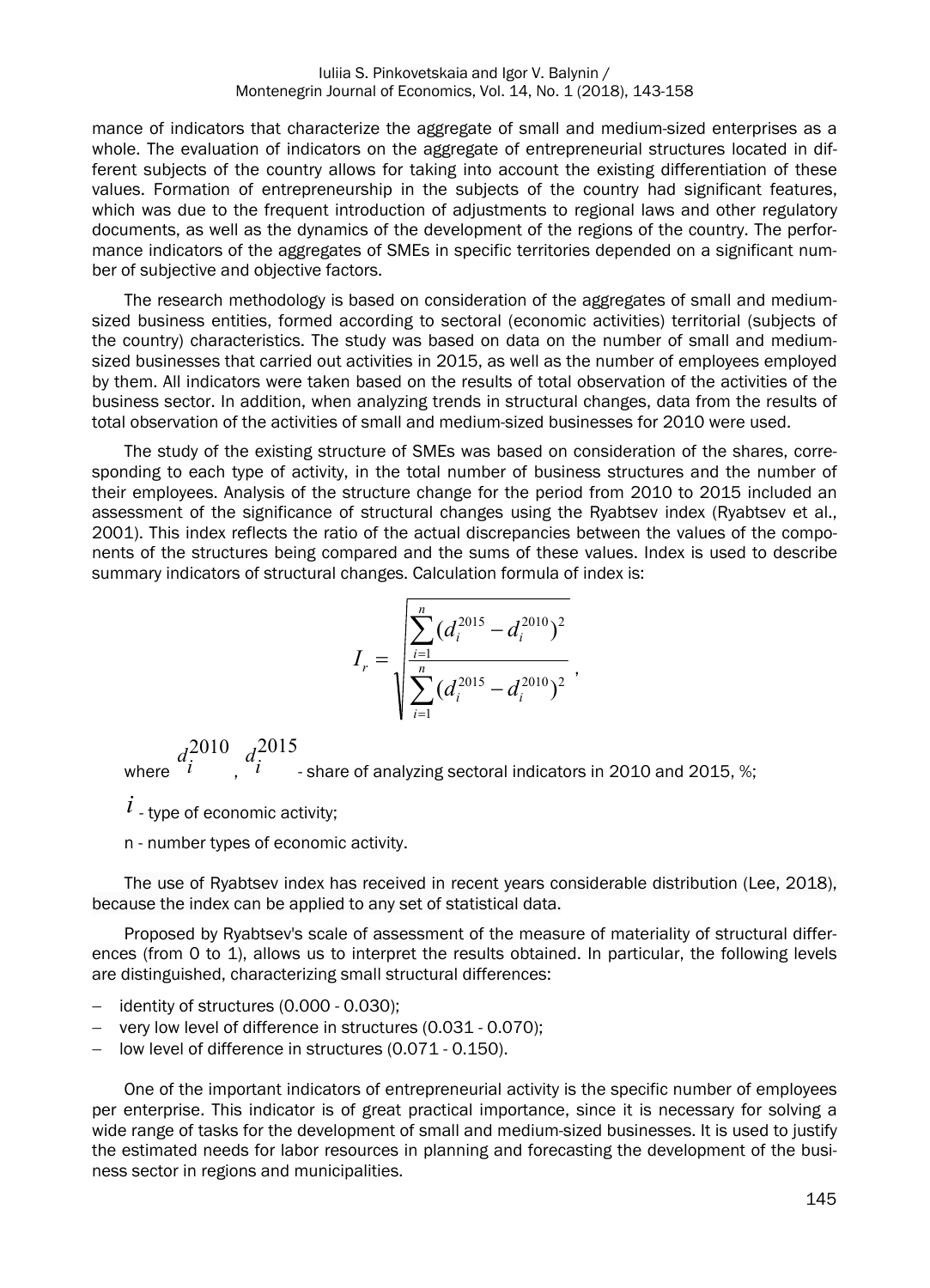mance of indicators that characterize the aggregate of small and medium-sized enterprises as a whole. The evaluation of indicators on the aggregate of entrepreneurial structures located in different subjects of the country allows for taking into account the existing differentiation of these values. Formation of entrepreneurship in the subjects of the country had significant features, which was due to the frequent introduction of adjustments to regional laws and other regulatory documents, as well as the dynamics of the development of the regions of the country. The performance indicators of the aggregates of SMEs in specific territories depended on a significant number of subjective and objective factors.

The research methodology is based on consideration of the aggregates of small and medium-sized business entities, formed according to sectoral (economic activities) territorial (subjects of the country) characteristics. The study was based on data on the number of small and medium-sized businesses that carried out activities in 2015, as well as the number of employees employed by them. All indicators were taken based on the results of total observation of the activities of the business sector. In addition, when analyzing trends in structural changes, data from the results of total observation of the activities of small and medium-sized businesses for 2010 were used.

The study of the existing structure of SMEs was based on consideration of the shares, corresponding to each type of activity, in the total number of business structures and the number of their employees. Analysis of the structure change for the period from 2010 to 2015 included an assessment of the significance of structural changes using the Ryabtsev index (Ryabtsev et al., 2001). This index reflects the ratio of the actual discrepancies between the values of the components of the structures being compared and the sums of these values. Index is used to describe summary indicators of structural changes. Calculation formula of index is:

$$I_r = \sqrt{\frac{\sum_{i=1}^{n}(d_i^{2015} - d_i^{2010})^2}{\sum_{i=1}^{n}(d_i^{2015} - d_i^{2010})^2}},$$

where $d_i^{2010}$, $d_i^{2015}$ - share of analyzing sectoral indicators in 2010 and 2015, %;

$i$ - type of economic activity;

n - number types of economic activity.

The use of Ryabtsev index has received in recent years considerable distribution (Lee, 2018), because the index can be applied to any set of statistical data.

Proposed by Ryabtsev's scale of assessment of the measure of materiality of structural differences (from 0 to 1), allows us to interpret the results obtained. In particular, the following levels are distinguished, characterizing small structural differences:

- identity of structures (0.000 - 0.030);
- very low level of difference in structures (0.031 - 0.070);
- low level of difference in structures (0.071 - 0.150).

One of the important indicators of entrepreneurial activity is the specific number of employees per enterprise. This indicator is of great practical importance, since it is necessary for solving a wide range of tasks for the development of small and medium-sized businesses. It is used to justify the estimated needs for labor resources in planning and forecasting the development of the business sector in regions and municipalities.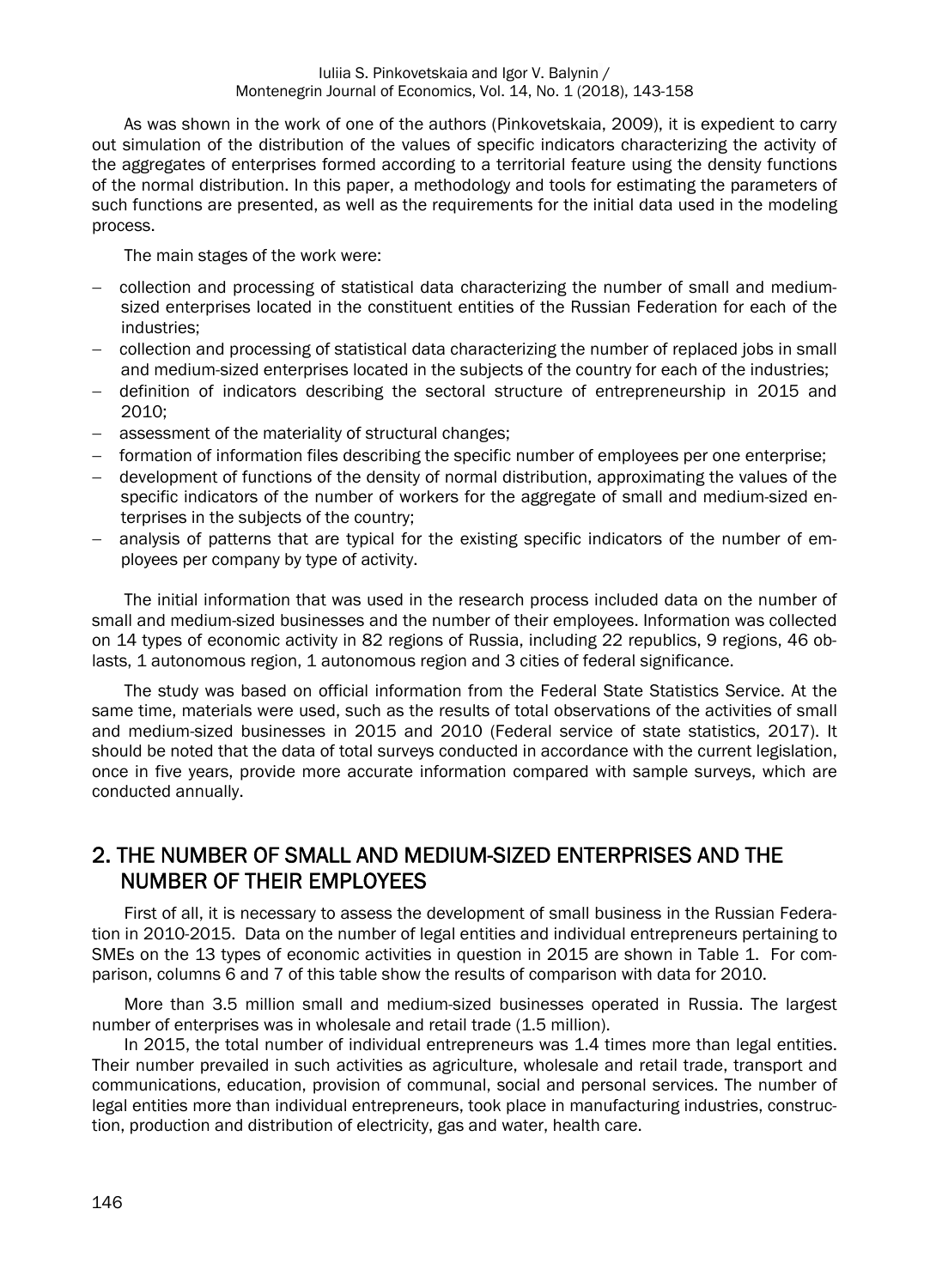As was shown in the work of one of the authors (Pinkovetskaia, 2009), it is expedient to carry out simulation of the distribution of the values of specific indicators characterizing the activity of the aggregates of enterprises formed according to a territorial feature using the density functions of the normal distribution. In this paper, a methodology and tools for estimating the parameters of such functions are presented, as well as the requirements for the initial data used in the modeling process.

The main stages of the work were:

- collection and processing of statistical data characterizing the number of small and medium-sized enterprises located in the constituent entities of the Russian Federation for each of the industries;
- collection and processing of statistical data characterizing the number of replaced jobs in small and medium-sized enterprises located in the subjects of the country for each of the industries;
- definition of indicators describing the sectoral structure of entrepreneurship in 2015 and 2010;
- assessment of the materiality of structural changes;
- formation of information files describing the specific number of employees per one enterprise;
- development of functions of the density of normal distribution, approximating the values of the specific indicators of the number of workers for the aggregate of small and medium-sized enterprises in the subjects of the country;
- analysis of patterns that are typical for the existing specific indicators of the number of employees per company by type of activity.

The initial information that was used in the research process included data on the number of small and medium-sized businesses and the number of their employees. Information was collected on 14 types of economic activity in 82 regions of Russia, including 22 republics, 9 regions, 46 oblasts, 1 autonomous region, 1 autonomous region and 3 cities of federal significance.

The study was based on official information from the Federal State Statistics Service. At the same time, materials were used, such as the results of total observations of the activities of small and medium-sized businesses in 2015 and 2010 (Federal service of state statistics, 2017). It should be noted that the data of total surveys conducted in accordance with the current legislation, once in five years, provide more accurate information compared with sample surveys, which are conducted annually.

## 2. THE NUMBER OF SMALL AND MEDIUM-SIZED ENTERPRISES AND THE NUMBER OF THEIR EMPLOYEES

First of all, it is necessary to assess the development of small business in the Russian Federation in 2010-2015. Data on the number of legal entities and individual entrepreneurs pertaining to SMEs on the 13 types of economic activities in question in 2015 are shown in Table 1. For comparison, columns 6 and 7 of this table show the results of comparison with data for 2010.

More than 3.5 million small and medium-sized businesses operated in Russia. The largest number of enterprises was in wholesale and retail trade (1.5 million).

In 2015, the total number of individual entrepreneurs was 1.4 times more than legal entities. Their number prevailed in such activities as agriculture, wholesale and retail trade, transport and communications, education, provision of communal, social and personal services. The number of legal entities more than individual entrepreneurs, took place in manufacturing industries, construction, production and distribution of electricity, gas and water, health care.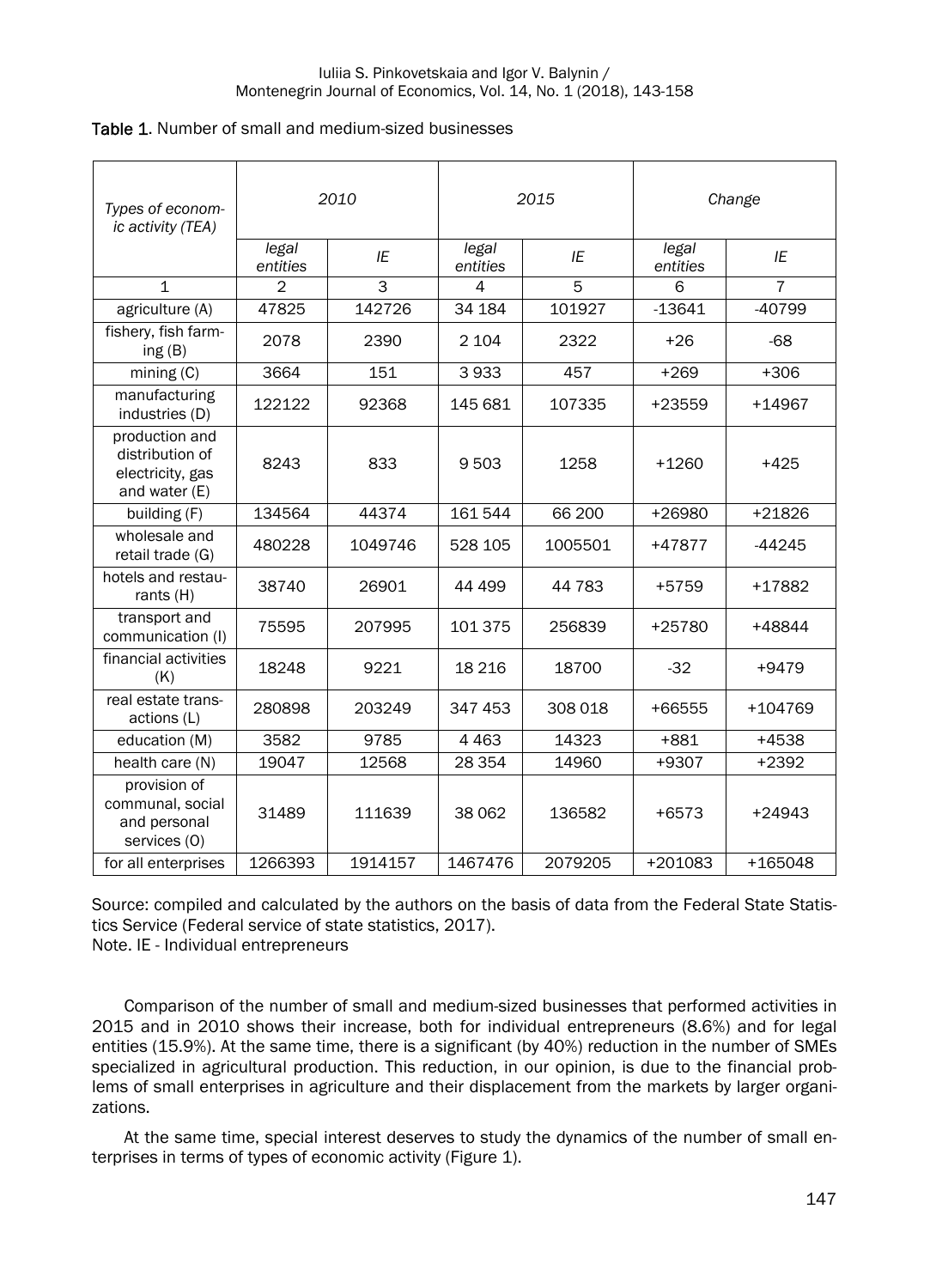Table 1. Number of small and medium-sized businesses

| Types of economic activity (TEA) | 2010 | | 2015 | | Change | |
|---|---|---|---|---|---|---|
| | legal entities | IE | legal entities | IE | legal entities | IE |
| 1 | 2 | 3 | 4 | 5 | 6 | 7 |
| agriculture (A) | 47825 | 142726 | 34 184 | 101927 | -13641 | -40799 |
| fishery, fish farming (B) | 2078 | 2390 | 2 104 | 2322 | +26 | -68 |
| mining (C) | 3664 | 151 | 3 933 | 457 | +269 | +306 |
| manufacturing industries (D) | 122122 | 92368 | 145 681 | 107335 | +23559 | +14967 |
| production and distribution of electricity, gas and water (E) | 8243 | 833 | 9 503 | 1258 | +1260 | +425 |
| building (F) | 134564 | 44374 | 161 544 | 66 200 | +26980 | +21826 |
| wholesale and retail trade (G) | 480228 | 1049746 | 528 105 | 1005501 | +47877 | -44245 |
| hotels and restaurants (H) | 38740 | 26901 | 44 499 | 44 783 | +5759 | +17882 |
| transport and communication (I) | 75595 | 207995 | 101 375 | 256839 | +25780 | +48844 |
| financial activities (K) | 18248 | 9221 | 18 216 | 18700 | -32 | +9479 |
| real estate transactions (L) | 280898 | 203249 | 347 453 | 308 018 | +66555 | +104769 |
| education (M) | 3582 | 9785 | 4 463 | 14323 | +881 | +4538 |
| health care (N) | 19047 | 12568 | 28 354 | 14960 | +9307 | +2392 |
| provision of communal, social and personal services (O) | 31489 | 111639 | 38 062 | 136582 | +6573 | +24943 |
| for all enterprises | 1266393 | 1914157 | 1467476 | 2079205 | +201083 | +165048 |

Source: compiled and calculated by the authors on the basis of data from the Federal State Statistics Service (Federal service of state statistics, 2017).
Note. IE - Individual entrepreneurs

Comparison of the number of small and medium-sized businesses that performed activities in 2015 and in 2010 shows their increase, both for individual entrepreneurs (8.6%) and for legal entities (15.9%). At the same time, there is a significant (by 40%) reduction in the number of SMEs specialized in agricultural production. This reduction, in our opinion, is due to the financial problems of small enterprises in agriculture and their displacement from the markets by larger organizations.

At the same time, special interest deserves to study the dynamics of the number of small enterprises in terms of types of economic activity (Figure 1).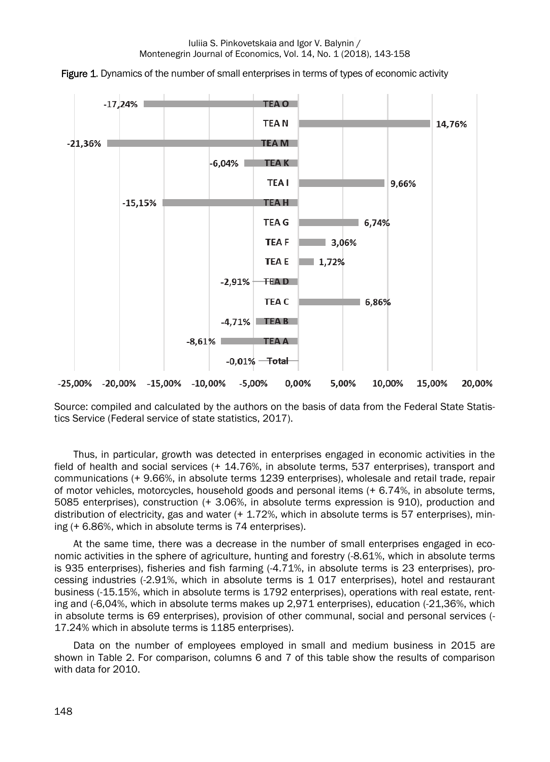Figure 1. Dynamics of the number of small enterprises in terms of types of economic activity

TEA O -17,24%
TEA N 14,76%
TEA M -21,36%
TEA K -6,04%
TEA I 9,66%
TEA H -15,15%
TEA G 6,74%
TEA F 3,06%
TEA E 1,72%
TEA D -2,91%
TEA C 6,86%
TEA B -4,71%
TEA A -8,61%
Total -0,01%

-25,00% -20,00% -15,00% -10,00% -5,00% 0,00% 5,00% 10,00% 15,00% 20,00%

Source: compiled and calculated by the authors on the basis of data from the Federal State Statistics Service (Federal service of state statistics, 2017).

Thus, in particular, growth was detected in enterprises engaged in economic activities in the field of health and social services (+ 14.76%, in absolute terms, 537 enterprises), transport and communications (+ 9.66%, in absolute terms 1239 enterprises), wholesale and retail trade, repair of motor vehicles, motorcycles, household goods and personal items (+ 6.74%, in absolute terms, 5085 enterprises), construction (+ 3.06%, in absolute terms expression is 910), production and distribution of electricity, gas and water (+ 1.72%, which in absolute terms is 57 enterprises), mining (+ 6.86%, which in absolute terms is 74 enterprises).

At the same time, there was a decrease in the number of small enterprises engaged in economic activities in the sphere of agriculture, hunting and forestry (-8.61%, which in absolute terms is 935 enterprises), fisheries and fish farming (-4.71%, in absolute terms is 23 enterprises), processing industries (-2.91%, which in absolute terms is 1 017 enterprises), hotel and restaurant business (-15.15%, which in absolute terms is 1792 enterprises), operations with real estate, renting and (-6,04%, which in absolute terms makes up 2,971 enterprises), education (-21,36%, which in absolute terms is 69 enterprises), provision of other communal, social and personal services (-17.24% which in absolute terms is 1185 enterprises).

Data on the number of employees employed in small and medium business in 2015 are shown in Table 2. For comparison, columns 6 and 7 of this table show the results of comparison with data for 2010.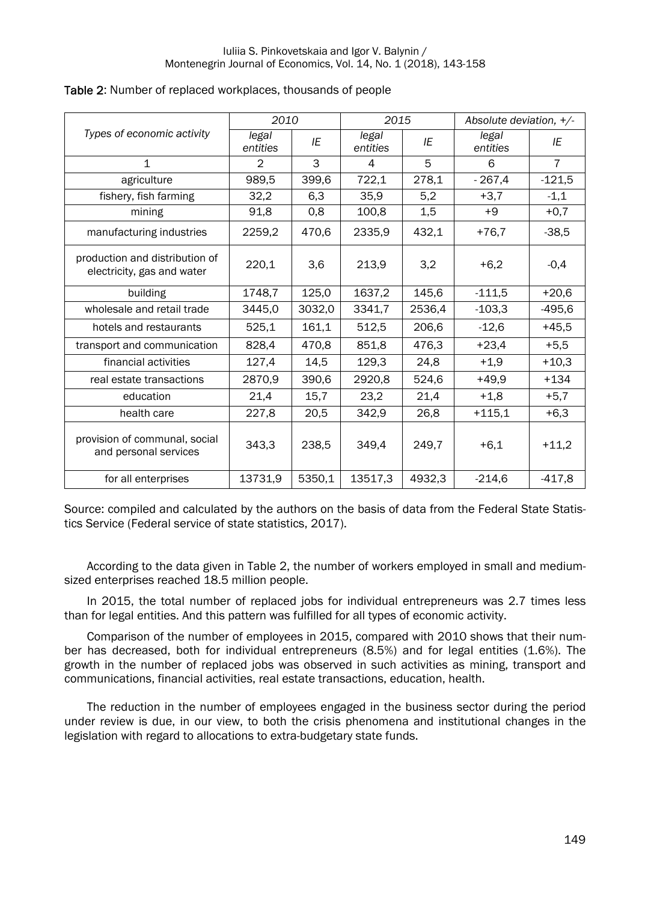Table 2: Number of replaced workplaces, thousands of people

| *Types of economic activity* | *2010* | | *2015* | | *Absolute deviation, +/-* | |
|---|---|---|---|---|---|---|
| | *legal entities* | *IE* | *legal entities* | *IE* | *legal entities* | *IE* |
| 1 | 2 | 3 | 4 | 5 | 6 | 7 |
| agriculture | 989,5 | 399,6 | 722,1 | 278,1 | - 267,4 | -121,5 |
| fishery, fish farming | 32,2 | 6,3 | 35,9 | 5,2 | +3,7 | -1,1 |
| mining | 91,8 | 0,8 | 100,8 | 1,5 | +9 | +0,7 |
| manufacturing industries | 2259,2 | 470,6 | 2335,9 | 432,1 | +76,7 | -38,5 |
| production and distribution of electricity, gas and water | 220,1 | 3,6 | 213,9 | 3,2 | +6,2 | -0,4 |
| building | 1748,7 | 125,0 | 1637,2 | 145,6 | -111,5 | +20,6 |
| wholesale and retail trade | 3445,0 | 3032,0 | 3341,7 | 2536,4 | -103,3 | -495,6 |
| hotels and restaurants | 525,1 | 161,1 | 512,5 | 206,6 | -12,6 | +45,5 |
| transport and communication | 828,4 | 470,8 | 851,8 | 476,3 | +23,4 | +5,5 |
| financial activities | 127,4 | 14,5 | 129,3 | 24,8 | +1,9 | +10,3 |
| real estate transactions | 2870,9 | 390,6 | 2920,8 | 524,6 | +49,9 | +134 |
| education | 21,4 | 15,7 | 23,2 | 21,4 | +1,8 | +5,7 |
| health care | 227,8 | 20,5 | 342,9 | 26,8 | +115,1 | +6,3 |
| provision of communal, social and personal services | 343,3 | 238,5 | 349,4 | 249,7 | +6,1 | +11,2 |
| for all enterprises | 13731,9 | 5350,1 | 13517,3 | 4932,3 | -214,6 | -417,8 |

Source: compiled and calculated by the authors on the basis of data from the Federal State Statistics Service (Federal service of state statistics, 2017).

According to the data given in Table 2, the number of workers employed in small and medium-sized enterprises reached 18.5 million people.

In 2015, the total number of replaced jobs for individual entrepreneurs was 2.7 times less than for legal entities. And this pattern was fulfilled for all types of economic activity.

Comparison of the number of employees in 2015, compared with 2010 shows that their number has decreased, both for individual entrepreneurs (8.5%) and for legal entities (1.6%). The growth in the number of replaced jobs was observed in such activities as mining, transport and communications, financial activities, real estate transactions, education, health.

The reduction in the number of employees engaged in the business sector during the period under review is due, in our view, to both the crisis phenomena and institutional changes in the legislation with regard to allocations to extra-budgetary state funds.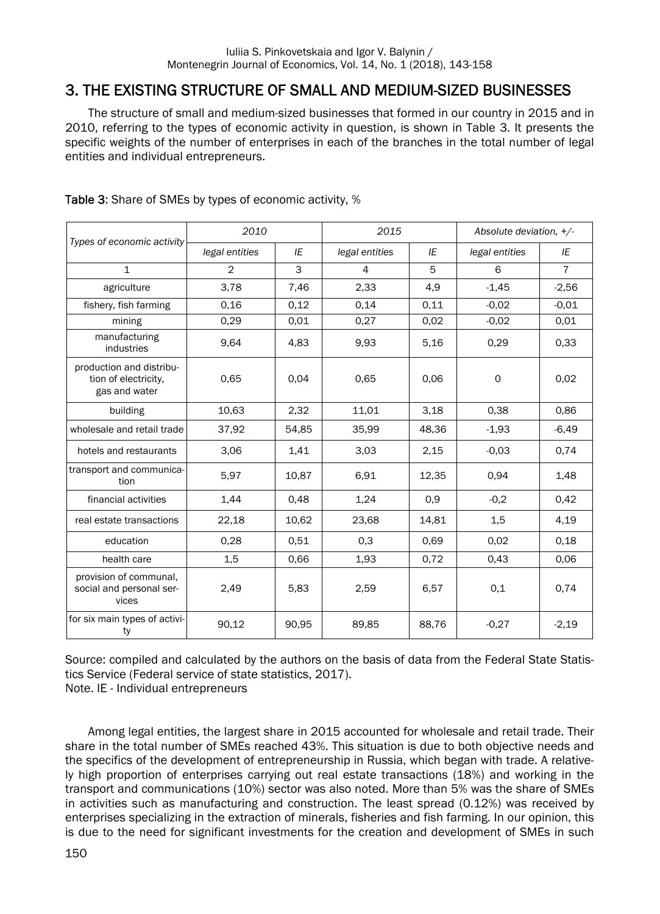## 3. THE EXISTING STRUCTURE OF SMALL AND MEDIUM-SIZED BUSINESSES

The structure of small and medium-sized businesses that formed in our country in 2015 and in 2010, referring to the types of economic activity in question, is shown in Table 3. It presents the specific weights of the number of enterprises in each of the branches in the total number of legal entities and individual entrepreneurs.

**Table 3**: Share of SMEs by types of economic activity, %

| *Types of economic activity* | *2010* | | *2015* | | *Absolute deviation, +/-* | |
|---|---|---|---|---|---|---|
| | *legal entities* | *IE* | *legal entities* | *IE* | *legal entities* | *IE* |
| 1 | 2 | 3 | 4 | 5 | 6 | 7 |
| agriculture | 3,78 | 7,46 | 2,33 | 4,9 | -1,45 | -2,56 |
| fishery, fish farming | 0,16 | 0,12 | 0,14 | 0,11 | -0,02 | -0,01 |
| mining | 0,29 | 0,01 | 0,27 | 0,02 | -0,02 | 0,01 |
| manufacturing industries | 9,64 | 4,83 | 9,93 | 5,16 | 0,29 | 0,33 |
| production and distribution of electricity, gas and water | 0,65 | 0,04 | 0,65 | 0,06 | 0 | 0,02 |
| building | 10,63 | 2,32 | 11,01 | 3,18 | 0,38 | 0,86 |
| wholesale and retail trade | 37,92 | 54,85 | 35,99 | 48,36 | -1,93 | -6,49 |
| hotels and restaurants | 3,06 | 1,41 | 3,03 | 2,15 | -0,03 | 0,74 |
| transport and communication | 5,97 | 10,87 | 6,91 | 12,35 | 0,94 | 1,48 |
| financial activities | 1,44 | 0,48 | 1,24 | 0,9 | -0,2 | 0,42 |
| real estate transactions | 22,18 | 10,62 | 23,68 | 14,81 | 1,5 | 4,19 |
| education | 0,28 | 0,51 | 0,3 | 0,69 | 0,02 | 0,18 |
| health care | 1,5 | 0,66 | 1,93 | 0,72 | 0,43 | 0,06 |
| provision of communal, social and personal services | 2,49 | 5,83 | 2,59 | 6,57 | 0,1 | 0,74 |
| for six main types of activity | 90,12 | 90,95 | 89,85 | 88,76 | -0,27 | -2,19 |

Source: compiled and calculated by the authors on the basis of data from the Federal State Statistics Service (Federal service of state statistics, 2017).
Note. IE - Individual entrepreneurs

Among legal entities, the largest share in 2015 accounted for wholesale and retail trade. Their share in the total number of SMEs reached 43%. This situation is due to both objective needs and the specifics of the development of entrepreneurship in Russia, which began with trade. A relatively high proportion of enterprises carrying out real estate transactions (18%) and working in the transport and communications (10%) sector was also noted. More than 5% was the share of SMEs in activities such as manufacturing and construction. The least spread (0.12%) was received by enterprises specializing in the extraction of minerals, fisheries and fish farming. In our opinion, this is due to the need for significant investments for the creation and development of SMEs in such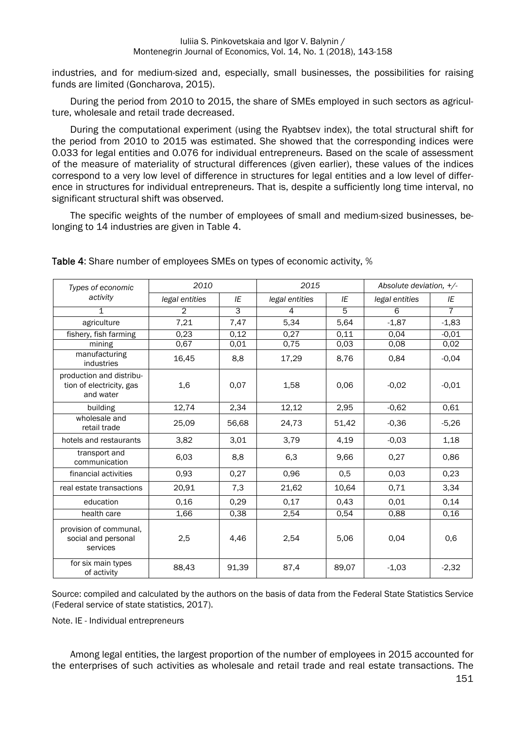industries, and for medium-sized and, especially, small businesses, the possibilities for raising funds are limited (Goncharova, 2015).

During the period from 2010 to 2015, the share of SMEs employed in such sectors as agriculture, wholesale and retail trade decreased.

During the computational experiment (using the Ryabtsev index), the total structural shift for the period from 2010 to 2015 was estimated. She showed that the corresponding indices were 0.033 for legal entities and 0.076 for individual entrepreneurs. Based on the scale of assessment of the measure of materiality of structural differences (given earlier), these values of the indices correspond to a very low level of difference in structures for legal entities and a low level of difference in structures for individual entrepreneurs. That is, despite a sufficiently long time interval, no significant structural shift was observed.

The specific weights of the number of employees of small and medium-sized businesses, belonging to 14 industries are given in Table 4.

**Table 4**: Share number of employees SMEs on types of economic activity, %

| *Types of economic activity* | *2010* | | *2015* | | *Absolute deviation, +/-* | |
|---|---|---|---|---|---|---|
| | *legal entities* | *IE* | *legal entities* | *IE* | *legal entities* | *IE* |
| 1 | 2 | 3 | 4 | 5 | 6 | 7 |
| agriculture | 7,21 | 7,47 | 5,34 | 5,64 | -1,87 | -1,83 |
| fishery, fish farming | 0,23 | 0,12 | 0,27 | 0,11 | 0,04 | -0,01 |
| mining | 0,67 | 0,01 | 0,75 | 0,03 | 0,08 | 0,02 |
| manufacturing industries | 16,45 | 8,8 | 17,29 | 8,76 | 0,84 | -0,04 |
| production and distribution of electricity, gas and water | 1,6 | 0,07 | 1,58 | 0,06 | -0,02 | -0,01 |
| building | 12,74 | 2,34 | 12,12 | 2,95 | -0,62 | 0,61 |
| wholesale and retail trade | 25,09 | 56,68 | 24,73 | 51,42 | -0,36 | -5,26 |
| hotels and restaurants | 3,82 | 3,01 | 3,79 | 4,19 | -0,03 | 1,18 |
| transport and communication | 6,03 | 8,8 | 6,3 | 9,66 | 0,27 | 0,86 |
| financial activities | 0,93 | 0,27 | 0,96 | 0,5 | 0,03 | 0,23 |
| real estate transactions | 20,91 | 7,3 | 21,62 | 10,64 | 0,71 | 3,34 |
| education | 0,16 | 0,29 | 0,17 | 0,43 | 0,01 | 0,14 |
| health care | 1,66 | 0,38 | 2,54 | 0,54 | 0,88 | 0,16 |
| provision of communal, social and personal services | 2,5 | 4,46 | 2,54 | 5,06 | 0,04 | 0,6 |
| for six main types of activity | 88,43 | 91,39 | 87,4 | 89,07 | -1,03 | -2,32 |

Source: compiled and calculated by the authors on the basis of data from the Federal State Statistics Service (Federal service of state statistics, 2017).

Note. IE - Individual entrepreneurs

Among legal entities, the largest proportion of the number of employees in 2015 accounted for the enterprises of such activities as wholesale and retail trade and real estate transactions. The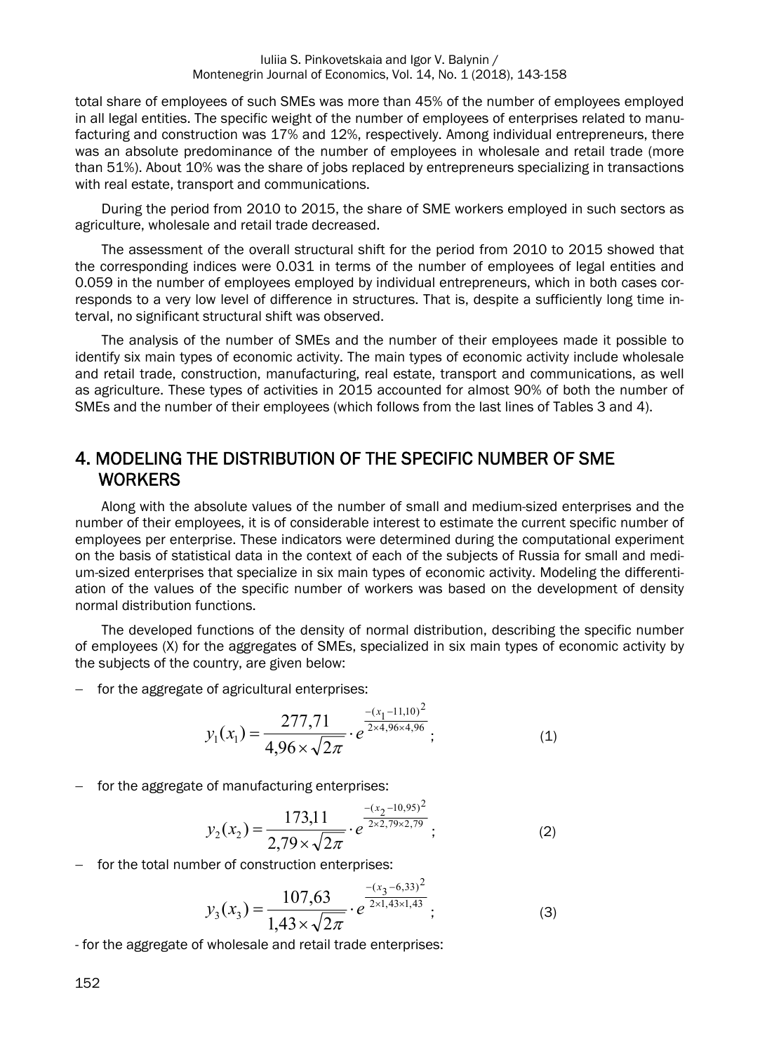total share of employees of such SMEs was more than 45% of the number of employees employed in all legal entities. The specific weight of the number of employees of enterprises related to manufacturing and construction was 17% and 12%, respectively. Among individual entrepreneurs, there was an absolute predominance of the number of employees in wholesale and retail trade (more than 51%). About 10% was the share of jobs replaced by entrepreneurs specializing in transactions with real estate, transport and communications.

During the period from 2010 to 2015, the share of SME workers employed in such sectors as agriculture, wholesale and retail trade decreased.

The assessment of the overall structural shift for the period from 2010 to 2015 showed that the corresponding indices were 0.031 in terms of the number of employees of legal entities and 0.059 in the number of employees employed by individual entrepreneurs, which in both cases corresponds to a very low level of difference in structures. That is, despite a sufficiently long time interval, no significant structural shift was observed.

The analysis of the number of SMEs and the number of their employees made it possible to identify six main types of economic activity. The main types of economic activity include wholesale and retail trade, construction, manufacturing, real estate, transport and communications, as well as agriculture. These types of activities in 2015 accounted for almost 90% of both the number of SMEs and the number of their employees (which follows from the last lines of Tables 3 and 4).

## 4. MODELING THE DISTRIBUTION OF THE SPECIFIC NUMBER OF SME WORKERS

Along with the absolute values of the number of small and medium-sized enterprises and the number of their employees, it is of considerable interest to estimate the current specific number of employees per enterprise. These indicators were determined during the computational experiment on the basis of statistical data in the context of each of the subjects of Russia for small and medium-sized enterprises that specialize in six main types of economic activity. Modeling the differentiation of the values of the specific number of workers was based on the development of density normal distribution functions.

The developed functions of the density of normal distribution, describing the specific number of employees (X) for the aggregates of SMEs, specialized in six main types of economic activity by the subjects of the country, are given below:

- for the aggregate of agricultural enterprises:

$$y_1(x_1) = \frac{277{,}71}{4{,}96 \times \sqrt{2\pi}} \cdot e^{\frac{-(x_1 - 11{,}10)^2}{2 \times 4{,}96 \times 4{,}96}}; \quad (1)$$

- for the aggregate of manufacturing enterprises:

$$y_2(x_2) = \frac{173{,}11}{2{,}79 \times \sqrt{2\pi}} \cdot e^{\frac{-(x_2 - 10{,}95)^2}{2 \times 2{,}79 \times 2{,}79}}; \quad (2)$$

- for the total number of construction enterprises:

$$y_3(x_3) = \frac{107{,}63}{1{,}43 \times \sqrt{2\pi}} \cdot e^{\frac{-(x_3 - 6{,}33)^2}{2 \times 1{,}43 \times 1{,}43}}; \quad (3)$$

- for the aggregate of wholesale and retail trade enterprises: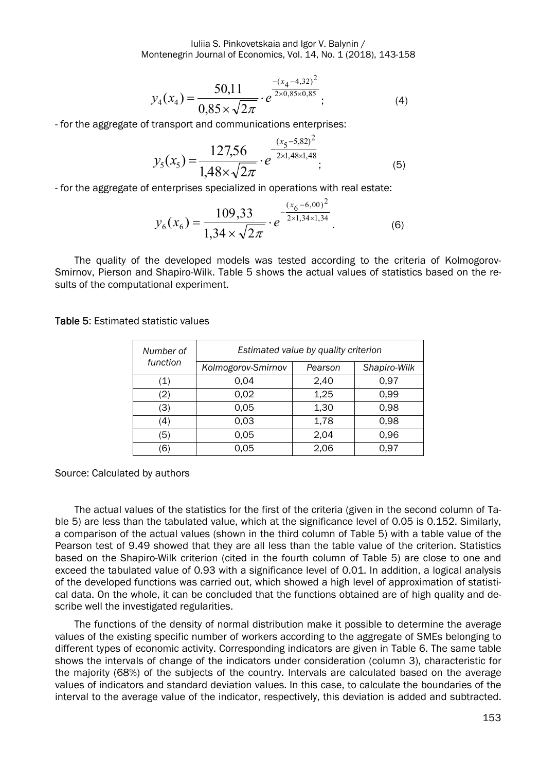$$y_4(x_4) = \frac{50{,}11}{0{,}85 \times \sqrt{2\pi}} \cdot e^{\frac{-(x_4 - 4{,}32)^2}{2 \times 0{,}85 \times 0{,}85}}; \tag{4}$$

- for the aggregate of transport and communications enterprises:

$$y_5(x_5) = \frac{127{,}56}{1{,}48 \times \sqrt{2\pi}} \cdot e^{-\frac{(x_5 - 5{,}82)^2}{2 \times 1{,}48 \times 1{,}48}}; \tag{5}$$

- for the aggregate of enterprises specialized in operations with real estate:

$$y_6(x_6) = \frac{109{,}33}{1{,}34 \times \sqrt{2\pi}} \cdot e^{-\frac{(x_6 - 6{,}00)^2}{2 \times 1{,}34 \times 1{,}34}}. \tag{6}$$

The quality of the developed models was tested according to the criteria of Kolmogorov-Smirnov, Pierson and Shapiro-Wilk. Table 5 shows the actual values of statistics based on the results of the computational experiment.

**Table 5**: Estimated statistic values

| *Number of function* | *Estimated value by quality criterion* | | |
|---|---|---|---|
| | *Kolmogorov-Smirnov* | *Pearson* | *Shapiro-Wilk* |
| (1) | 0,04 | 2,40 | 0,97 |
| (2) | 0,02 | 1,25 | 0,99 |
| (3) | 0,05 | 1,30 | 0,98 |
| (4) | 0,03 | 1,78 | 0,98 |
| (5) | 0,05 | 2,04 | 0,96 |
| (6) | 0,05 | 2,06 | 0,97 |

Source: Calculated by authors

The actual values of the statistics for the first of the criteria (given in the second column of Table 5) are less than the tabulated value, which at the significance level of 0.05 is 0.152. Similarly, a comparison of the actual values (shown in the third column of Table 5) with a table value of the Pearson test of 9.49 showed that they are all less than the table value of the criterion. Statistics based on the Shapiro-Wilk criterion (cited in the fourth column of Table 5) are close to one and exceed the tabulated value of 0.93 with a significance level of 0.01. In addition, a logical analysis of the developed functions was carried out, which showed a high level of approximation of statistical data. On the whole, it can be concluded that the functions obtained are of high quality and describe well the investigated regularities.

The functions of the density of normal distribution make it possible to determine the average values of the existing specific number of workers according to the aggregate of SMEs belonging to different types of economic activity. Corresponding indicators are given in Table 6. The same table shows the intervals of change of the indicators under consideration (column 3), characteristic for the majority (68%) of the subjects of the country. Intervals are calculated based on the average values of indicators and standard deviation values. In this case, to calculate the boundaries of the interval to the average value of the indicator, respectively, this deviation is added and subtracted.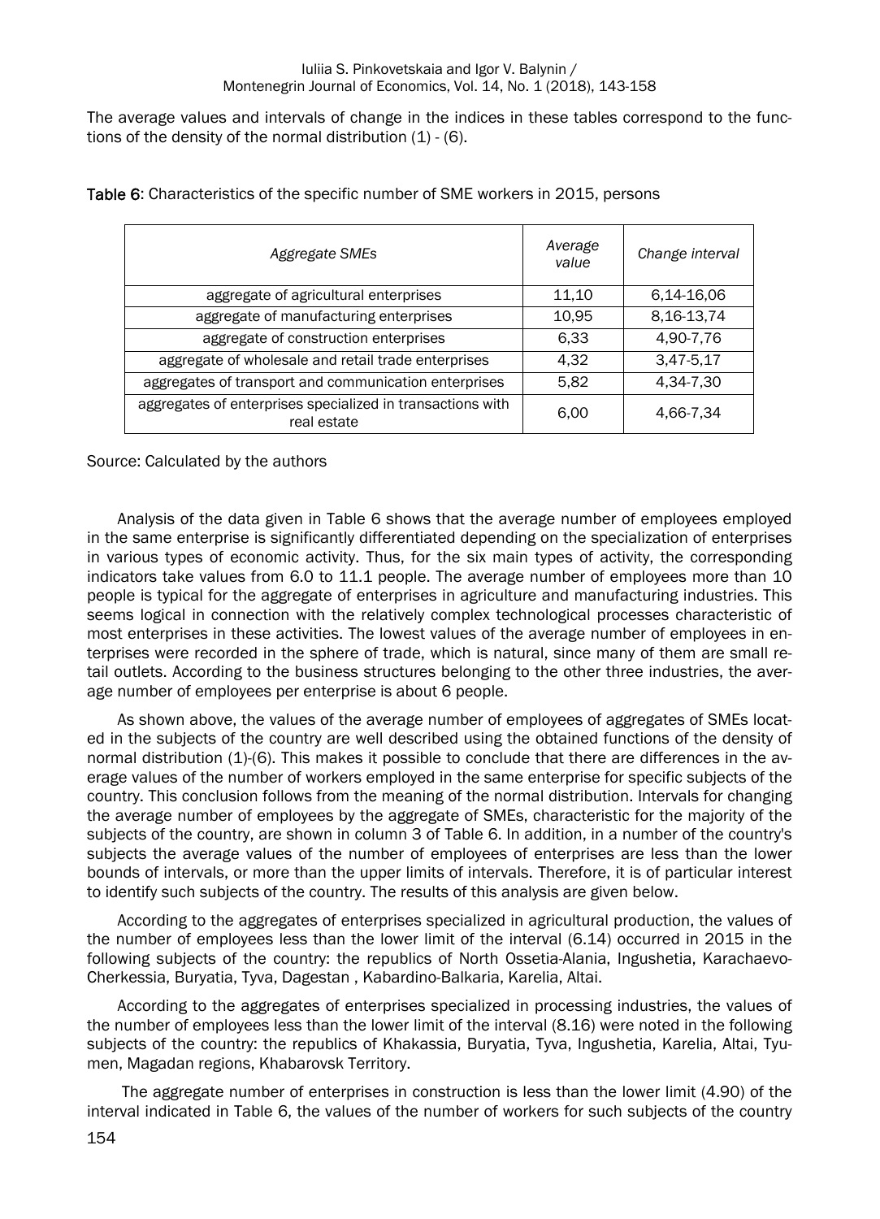The average values and intervals of change in the indices in these tables correspond to the functions of the density of the normal distribution (1) - (6).

Table 6: Characteristics of the specific number of SME workers in 2015, persons

| *Aggregate SMEs* | *Average value* | *Change interval* |
|---|---|---|
| aggregate of agricultural enterprises | 11,10 | 6,14-16,06 |
| aggregate of manufacturing enterprises | 10,95 | 8,16-13,74 |
| aggregate of construction enterprises | 6,33 | 4,90-7,76 |
| aggregate of wholesale and retail trade enterprises | 4,32 | 3,47-5,17 |
| aggregates of transport and communication enterprises | 5,82 | 4,34-7,30 |
| aggregates of enterprises specialized in transactions with real estate | 6,00 | 4,66-7,34 |

Source: Calculated by the authors

Analysis of the data given in Table 6 shows that the average number of employees employed in the same enterprise is significantly differentiated depending on the specialization of enterprises in various types of economic activity. Thus, for the six main types of activity, the corresponding indicators take values from 6.0 to 11.1 people. The average number of employees more than 10 people is typical for the aggregate of enterprises in agriculture and manufacturing industries. This seems logical in connection with the relatively complex technological processes characteristic of most enterprises in these activities. The lowest values of the average number of employees in enterprises were recorded in the sphere of trade, which is natural, since many of them are small retail outlets. According to the business structures belonging to the other three industries, the average number of employees per enterprise is about 6 people.

As shown above, the values of the average number of employees of aggregates of SMEs located in the subjects of the country are well described using the obtained functions of the density of normal distribution (1)-(6). This makes it possible to conclude that there are differences in the average values of the number of workers employed in the same enterprise for specific subjects of the country. This conclusion follows from the meaning of the normal distribution. Intervals for changing the average number of employees by the aggregate of SMEs, characteristic for the majority of the subjects of the country, are shown in column 3 of Table 6. In addition, in a number of the country's subjects the average values of the number of employees of enterprises are less than the lower bounds of intervals, or more than the upper limits of intervals. Therefore, it is of particular interest to identify such subjects of the country. The results of this analysis are given below.

According to the aggregates of enterprises specialized in agricultural production, the values of the number of employees less than the lower limit of the interval (6.14) occurred in 2015 in the following subjects of the country: the republics of North Ossetia-Alania, Ingushetia, Karachaevo-Cherkessia, Buryatia, Tyva, Dagestan , Kabardino-Balkaria, Karelia, Altai.

According to the aggregates of enterprises specialized in processing industries, the values of the number of employees less than the lower limit of the interval (8.16) were noted in the following subjects of the country: the republics of Khakassia, Buryatia, Tyva, Ingushetia, Karelia, Altai, Tyumen, Magadan regions, Khabarovsk Territory.

The aggregate number of enterprises in construction is less than the lower limit (4.90) of the interval indicated in Table 6, the values of the number of workers for such subjects of the country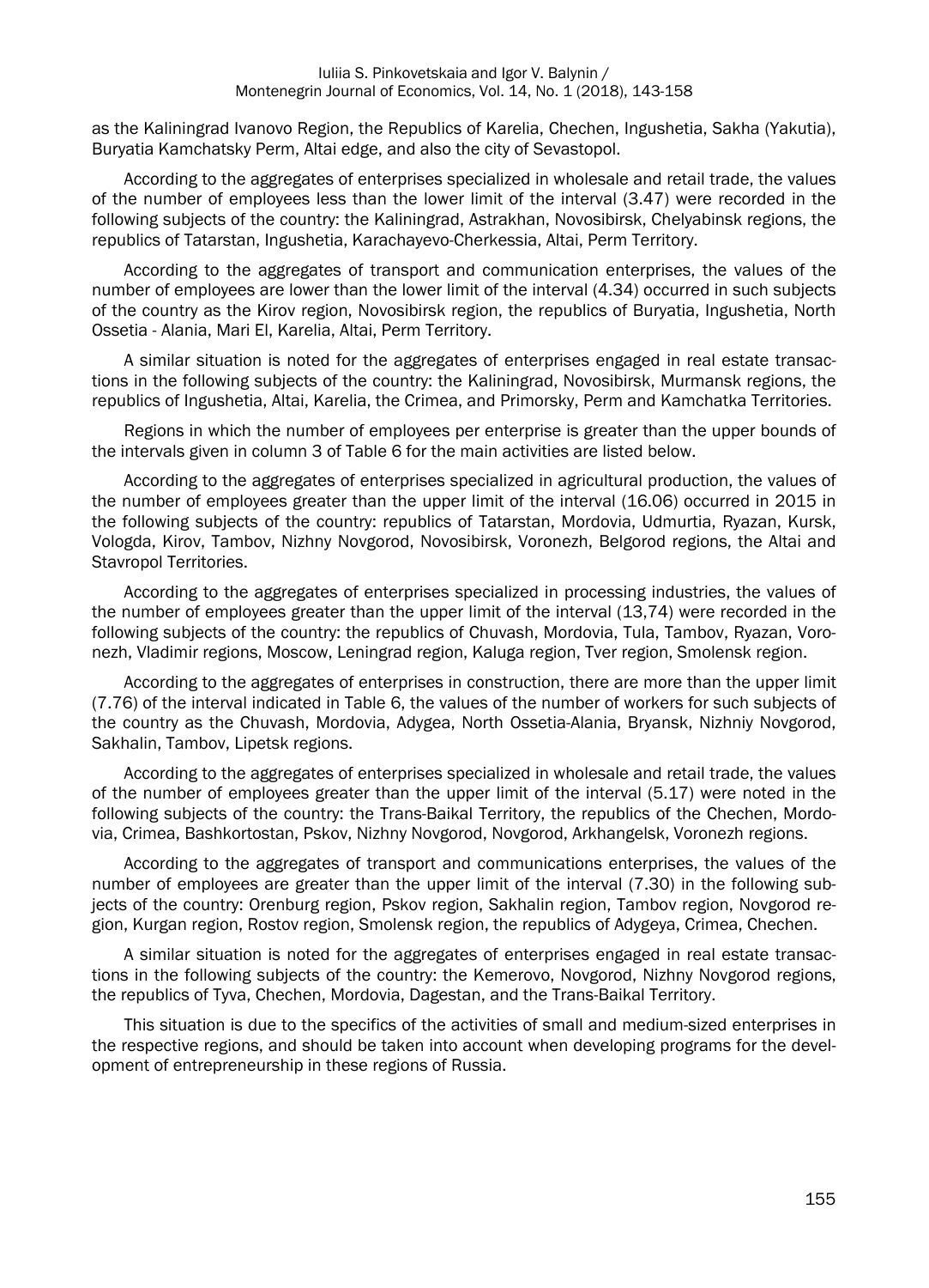as the Kaliningrad Ivanovo Region, the Republics of Karelia, Chechen, Ingushetia, Sakha (Yakutia), Buryatia Kamchatsky Perm, Altai edge, and also the city of Sevastopol.

According to the aggregates of enterprises specialized in wholesale and retail trade, the values of the number of employees less than the lower limit of the interval (3.47) were recorded in the following subjects of the country: the Kaliningrad, Astrakhan, Novosibirsk, Chelyabinsk regions, the republics of Tatarstan, Ingushetia, Karachayevo-Cherkessia, Altai, Perm Territory.

According to the aggregates of transport and communication enterprises, the values of the number of employees are lower than the lower limit of the interval (4.34) occurred in such subjects of the country as the Kirov region, Novosibirsk region, the republics of Buryatia, Ingushetia, North Ossetia - Alania, Mari El, Karelia, Altai, Perm Territory.

A similar situation is noted for the aggregates of enterprises engaged in real estate transactions in the following subjects of the country: the Kaliningrad, Novosibirsk, Murmansk regions, the republics of Ingushetia, Altai, Karelia, the Crimea, and Primorsky, Perm and Kamchatka Territories.

Regions in which the number of employees per enterprise is greater than the upper bounds of the intervals given in column 3 of Table 6 for the main activities are listed below.

According to the aggregates of enterprises specialized in agricultural production, the values of the number of employees greater than the upper limit of the interval (16.06) occurred in 2015 in the following subjects of the country: republics of Tatarstan, Mordovia, Udmurtia, Ryazan, Kursk, Vologda, Kirov, Tambov, Nizhny Novgorod, Novosibirsk, Voronezh, Belgorod regions, the Altai and Stavropol Territories.

According to the aggregates of enterprises specialized in processing industries, the values of the number of employees greater than the upper limit of the interval (13,74) were recorded in the following subjects of the country: the republics of Chuvash, Mordovia, Tula, Tambov, Ryazan, Voronezh, Vladimir regions, Moscow, Leningrad region, Kaluga region, Tver region, Smolensk region.

According to the aggregates of enterprises in construction, there are more than the upper limit (7.76) of the interval indicated in Table 6, the values of the number of workers for such subjects of the country as the Chuvash, Mordovia, Adygea, North Ossetia-Alania, Bryansk, Nizhniy Novgorod, Sakhalin, Tambov, Lipetsk regions.

According to the aggregates of enterprises specialized in wholesale and retail trade, the values of the number of employees greater than the upper limit of the interval (5.17) were noted in the following subjects of the country: the Trans-Baikal Territory, the republics of the Chechen, Mordovia, Crimea, Bashkortostan, Pskov, Nizhny Novgorod, Novgorod, Arkhangelsk, Voronezh regions.

According to the aggregates of transport and communications enterprises, the values of the number of employees are greater than the upper limit of the interval (7.30) in the following subjects of the country: Orenburg region, Pskov region, Sakhalin region, Tambov region, Novgorod region, Kurgan region, Rostov region, Smolensk region, the republics of Adygeya, Crimea, Chechen.

A similar situation is noted for the aggregates of enterprises engaged in real estate transactions in the following subjects of the country: the Kemerovo, Novgorod, Nizhny Novgorod regions, the republics of Tyva, Chechen, Mordovia, Dagestan, and the Trans-Baikal Territory.

This situation is due to the specifics of the activities of small and medium-sized enterprises in the respective regions, and should be taken into account when developing programs for the development of entrepreneurship in these regions of Russia.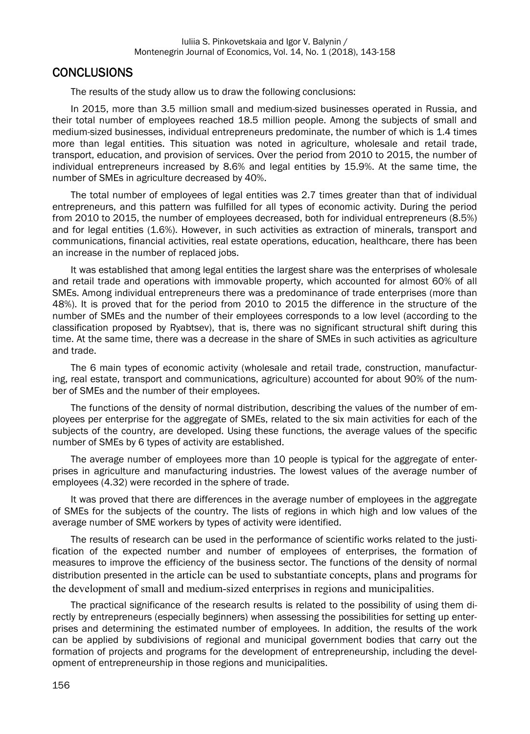## CONCLUSIONS

The results of the study allow us to draw the following conclusions:

In 2015, more than 3.5 million small and medium-sized businesses operated in Russia, and their total number of employees reached 18.5 million people. Among the subjects of small and medium-sized businesses, individual entrepreneurs predominate, the number of which is 1.4 times more than legal entities. This situation was noted in agriculture, wholesale and retail trade, transport, education, and provision of services. Over the period from 2010 to 2015, the number of individual entrepreneurs increased by 8.6% and legal entities by 15.9%. At the same time, the number of SMEs in agriculture decreased by 40%.

The total number of employees of legal entities was 2.7 times greater than that of individual entrepreneurs, and this pattern was fulfilled for all types of economic activity. During the period from 2010 to 2015, the number of employees decreased, both for individual entrepreneurs (8.5%) and for legal entities (1.6%). However, in such activities as extraction of minerals, transport and communications, financial activities, real estate operations, education, healthcare, there has been an increase in the number of replaced jobs.

It was established that among legal entities the largest share was the enterprises of wholesale and retail trade and operations with immovable property, which accounted for almost 60% of all SMEs. Among individual entrepreneurs there was a predominance of trade enterprises (more than 48%). It is proved that for the period from 2010 to 2015 the difference in the structure of the number of SMEs and the number of their employees corresponds to a low level (according to the classification proposed by Ryabtsev), that is, there was no significant structural shift during this time. At the same time, there was a decrease in the share of SMEs in such activities as agriculture and trade.

The 6 main types of economic activity (wholesale and retail trade, construction, manufacturing, real estate, transport and communications, agriculture) accounted for about 90% of the number of SMEs and the number of their employees.

The functions of the density of normal distribution, describing the values of the number of employees per enterprise for the aggregate of SMEs, related to the six main activities for each of the subjects of the country, are developed. Using these functions, the average values of the specific number of SMEs by 6 types of activity are established.

The average number of employees more than 10 people is typical for the aggregate of enterprises in agriculture and manufacturing industries. The lowest values of the average number of employees (4.32) were recorded in the sphere of trade.

It was proved that there are differences in the average number of employees in the aggregate of SMEs for the subjects of the country. The lists of regions in which high and low values of the average number of SME workers by types of activity were identified.

The results of research can be used in the performance of scientific works related to the justification of the expected number and number of employees of enterprises, the formation of measures to improve the efficiency of the business sector. The functions of the density of normal distribution presented in the article can be used to substantiate concepts, plans and programs for the development of small and medium-sized enterprises in regions and municipalities.

The practical significance of the research results is related to the possibility of using them directly by entrepreneurs (especially beginners) when assessing the possibilities for setting up enterprises and determining the estimated number of employees. In addition, the results of the work can be applied by subdivisions of regional and municipal government bodies that carry out the formation of projects and programs for the development of entrepreneurship, including the development of entrepreneurship in those regions and municipalities.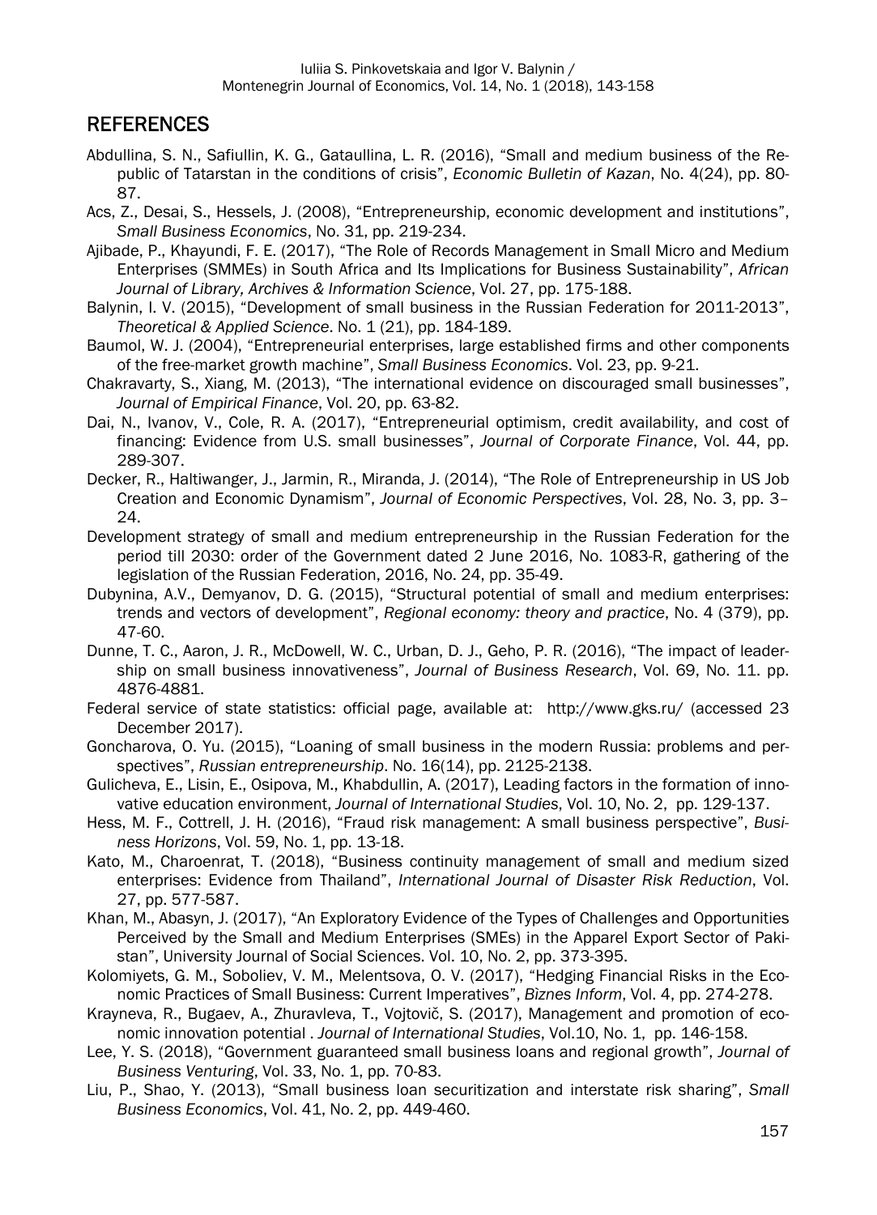## REFERENCES

Abdullina, S. N., Safiullin, K. G., Gataullina, L. R. (2016), "Small and medium business of the Republic of Tatarstan in the conditions of crisis", *Economic Bulletin of Kazan*, No. 4(24), pp. 80-87.

Acs, Z., Desai, S., Hessels, J. (2008), "Entrepreneurship, economic development and institutions", *Small Business Economics*, No. 31, pp. 219-234.

Ajibade, P., Khayundi, F. E. (2017), "The Role of Records Management in Small Micro and Medium Enterprises (SMMEs) in South Africa and Its Implications for Business Sustainability", *African Journal of Library, Archives & Information Science*, Vol. 27, pp. 175-188.

Balynin, I. V. (2015), "Development of small business in the Russian Federation for 2011-2013", *Theoretical & Applied Science*. No. 1 (21), pp. 184-189.

Baumol, W. J. (2004), "Entrepreneurial enterprises, large established firms and other components of the free-market growth machine", *Small Business Economics*. Vol. 23, pp. 9-21.

Chakravarty, S., Xiang, M. (2013), "The international evidence on discouraged small businesses", *Journal of Empirical Finance*, Vol. 20, pp. 63-82.

Dai, N., Ivanov, V., Cole, R. A. (2017), "Entrepreneurial optimism, credit availability, and cost of financing: Evidence from U.S. small businesses", *Journal of Corporate Finance*, Vol. 44, pp. 289-307.

Decker, R., Haltiwanger, J., Jarmin, R., Miranda, J. (2014), "The Role of Entrepreneurship in US Job Creation and Economic Dynamism", *Journal of Economic Perspectives*, Vol. 28, No. 3, pp. 3–24.

Development strategy of small and medium entrepreneurship in the Russian Federation for the period till 2030: order of the Government dated 2 June 2016, No. 1083-R, gathering of the legislation of the Russian Federation, 2016, No. 24, pp. 35-49.

Dubynina, A.V., Demyanov, D. G. (2015), "Structural potential of small and medium enterprises: trends and vectors of development", *Regional economy: theory and practice*, No. 4 (379), pp. 47-60.

Dunne, T. C., Aaron, J. R., McDowell, W. C., Urban, D. J., Geho, P. R. (2016), "The impact of leadership on small business innovativeness", *Journal of Business Research*, Vol. 69, No. 11. pp. 4876-4881.

Federal service of state statistics: official page, available at: http://www.gks.ru/ (accessed 23 December 2017).

Goncharova, O. Yu. (2015), "Loaning of small business in the modern Russia: problems and perspectives", *Russian entrepreneurship*. No. 16(14), pp. 2125-2138.

Gulicheva, E., Lisin, E., Osipova, M., Khabdullin, A. (2017), Leading factors in the formation of innovative education environment, *Journal of International Studies*, Vol. 10, No. 2, pp. 129-137.

Hess, M. F., Cottrell, J. H. (2016), "Fraud risk management: A small business perspective", *Business Horizons*, Vol. 59, No. 1, pp. 13-18.

Kato, M., Charoenrat, T. (2018), "Business continuity management of small and medium sized enterprises: Evidence from Thailand", *International Journal of Disaster Risk Reduction*, Vol. 27, pp. 577-587.

Khan, M., Abasyn, J. (2017), "An Exploratory Evidence of the Types of Challenges and Opportunities Perceived by the Small and Medium Enterprises (SMEs) in the Apparel Export Sector of Pakistan", University Journal of Social Sciences. Vol. 10, No. 2, pp. 373-395.

Kolomiyets, G. M., Soboliev, V. M., Melentsova, O. V. (2017), "Hedging Financial Risks in the Economic Practices of Small Business: Current Imperatives", *Biznes Inform*, Vol. 4, pp. 274-278.

Krayneva, R., Bugaev, A., Zhuravleva, T., Vojtovič, S. (2017), Management and promotion of economic innovation potential . *Journal of International Studies*, Vol.10, No. 1, pp. 146-158.

Lee, Y. S. (2018), "Government guaranteed small business loans and regional growth", *Journal of Business Venturing*, Vol. 33, No. 1, pp. 70-83.

Liu, P., Shao, Y. (2013), "Small business loan securitization and interstate risk sharing", *Small Business Economics*, Vol. 41, No. 2, pp. 449-460.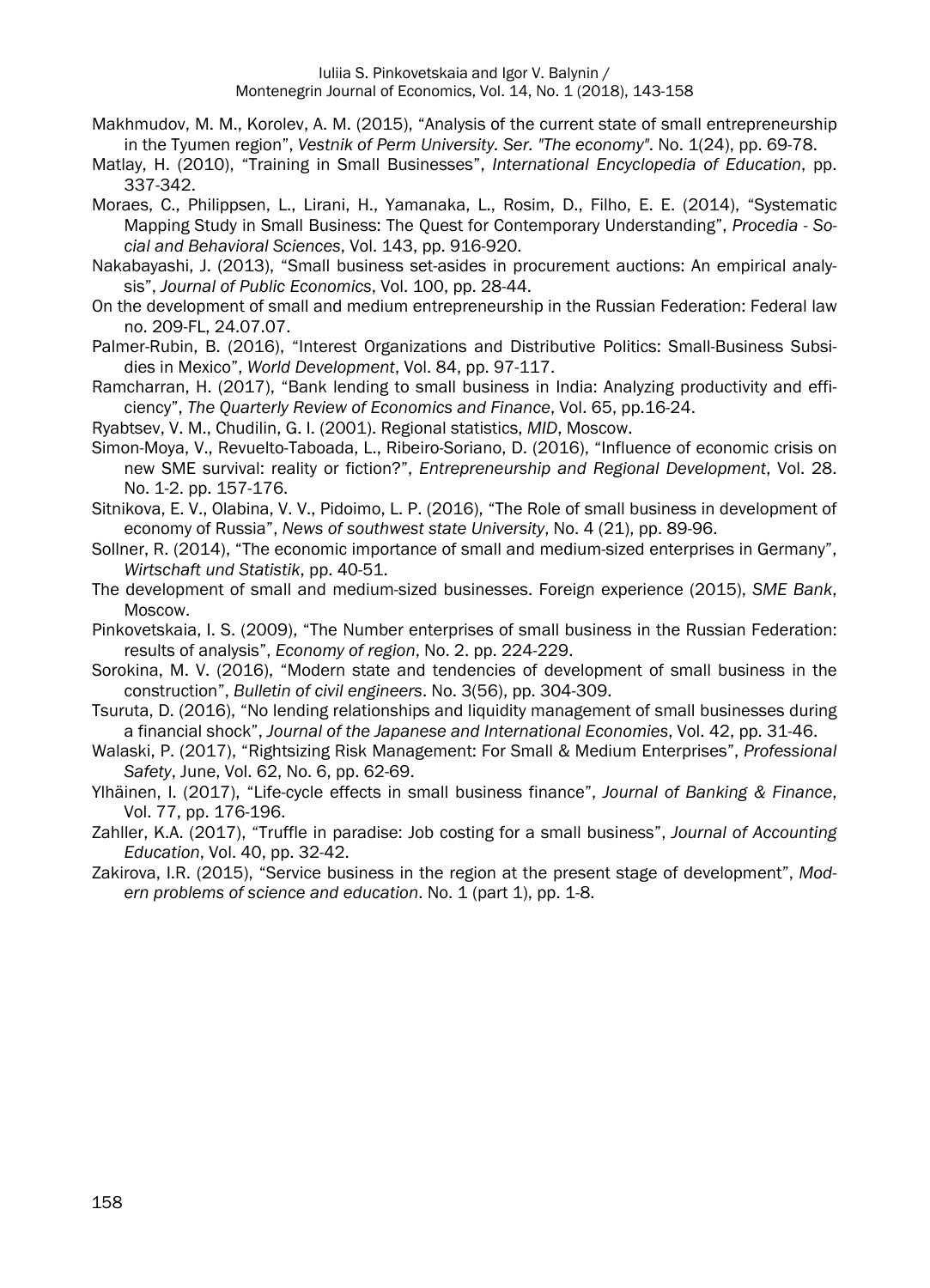Makhmudov, M. M., Korolev, A. M. (2015), "Analysis of the current state of small entrepreneurship in the Tyumen region", *Vestnik of Perm University. Ser. "The economy"*. No. 1(24), pp. 69-78.

Matlay, H. (2010), "Training in Small Businesses", *International Encyclopedia of Education*, pp. 337-342.

Moraes, C., Philippsen, L., Lirani, H., Yamanaka, L., Rosim, D., Filho, E. E. (2014), "Systematic Mapping Study in Small Business: The Quest for Contemporary Understanding", *Procedia - Social and Behavioral Sciences*, Vol. 143, pp. 916-920.

Nakabayashi, J. (2013), "Small business set-asides in procurement auctions: An empirical analysis", *Journal of Public Economics*, Vol. 100, pp. 28-44.

On the development of small and medium entrepreneurship in the Russian Federation: Federal law no. 209-FL, 24.07.07.

Palmer-Rubin, B. (2016), "Interest Organizations and Distributive Politics: Small-Business Subsidies in Mexico", *World Development*, Vol. 84, pp. 97-117.

Ramcharran, H. (2017), "Bank lending to small business in India: Analyzing productivity and efficiency", *The Quarterly Review of Economics and Finance*, Vol. 65, pp.16-24.

Ryabtsev, V. M., Chudilin, G. I. (2001). Regional statistics, *MID*, Moscow.

Simon-Moya, V., Revuelto-Taboada, L., Ribeiro-Soriano, D. (2016), "Influence of economic crisis on new SME survival: reality or fiction?", *Entrepreneurship and Regional Development*, Vol. 28. No. 1-2. pp. 157-176.

Sitnikova, E. V., Olabina, V. V., Pidoimo, L. P. (2016), "The Role of small business in development of economy of Russia", *News of southwest state University*, No. 4 (21), pp. 89-96.

Sollner, R. (2014), "The economic importance of small and medium-sized enterprises in Germany", *Wirtschaft und Statistik*, pp. 40-51.

The development of small and medium-sized businesses. Foreign experience (2015), *SME Bank*, Moscow.

Pinkovetskaia, I. S. (2009), "The Number enterprises of small business in the Russian Federation: results of analysis", *Economy of region*, No. 2. pp. 224-229.

Sorokina, M. V. (2016), "Modern state and tendencies of development of small business in the construction", *Bulletin of civil engineers*. No. 3(56), pp. 304-309.

Tsuruta, D. (2016), "No lending relationships and liquidity management of small businesses during a financial shock", *Journal of the Japanese and International Economies*, Vol. 42, pp. 31-46.

Walaski, P. (2017), "Rightsizing Risk Management: For Small & Medium Enterprises", *Professional Safety*, June, Vol. 62, No. 6, pp. 62-69.

Ylhäinen, I. (2017), "Life-cycle effects in small business finance", *Journal of Banking & Finance*, Vol. 77, pp. 176-196.

Zahller, K.A. (2017), "Truffle in paradise: Job costing for a small business", *Journal of Accounting Education*, Vol. 40, pp. 32-42.

Zakirova, I.R. (2015), "Service business in the region at the present stage of development", *Modern problems of science and education*. No. 1 (part 1), pp. 1-8.